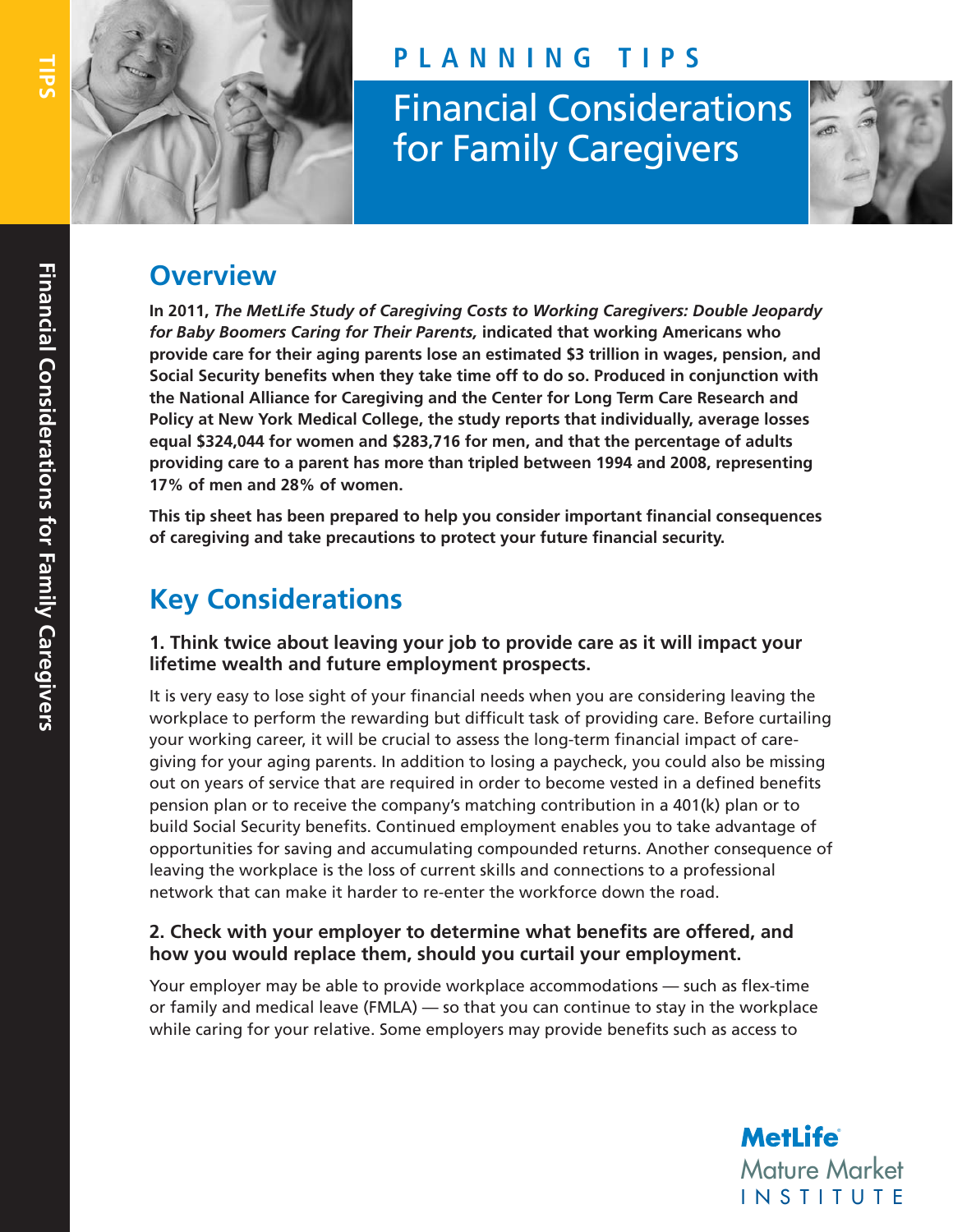# PLANNING TIPS

# Financial Considerations for Family Caregivers

## Overview

**In 2011, *The MetLife Study of Caregiving Costs to Working Caregivers: Double Jeopardy for Baby Boomers Caring for Their Parents,* indicated that working Americans who provide care for their aging parents lose an estimated $3 trillion in wages, pension, and Social Security benefits when they take time off to do so. Produced in conjunction with the National Alliance for Caregiving and the Center for Long Term Care Research and Policy at New York Medical College, the study reports that individually, average losses equal $324,044 for women and $283,716 for men, and that the percentage of adults providing care to a parent has more than tripled between 1994 and 2008, representing 17% of men and 28% of women.**

**This tip sheet has been prepared to help you consider important financial consequences of caregiving and take precautions to protect your future financial security.**

## Key Considerations

### 1. Think twice about leaving your job to provide care as it will impact your lifetime wealth and future employment prospects.

It is very easy to lose sight of your financial needs when you are considering leaving the workplace to perform the rewarding but difficult task of providing care. Before curtailing your working career, it will be crucial to assess the long-term financial impact of caregiving for your aging parents. In addition to losing a paycheck, you could also be missing out on years of service that are required in order to become vested in a defined benefits pension plan or to receive the company's matching contribution in a 401(k) plan or to build Social Security benefits. Continued employment enables you to take advantage of opportunities for saving and accumulating compounded returns. Another consequence of leaving the workplace is the loss of current skills and connections to a professional network that can make it harder to re-enter the workforce down the road.

### 2. Check with your employer to determine what benefits are offered, and how you would replace them, should you curtail your employment.

Your employer may be able to provide workplace accommodations — such as flex-time or family and medical leave (FMLA) — so that you can continue to stay in the workplace while caring for your relative. Some employers may provide benefits such as access to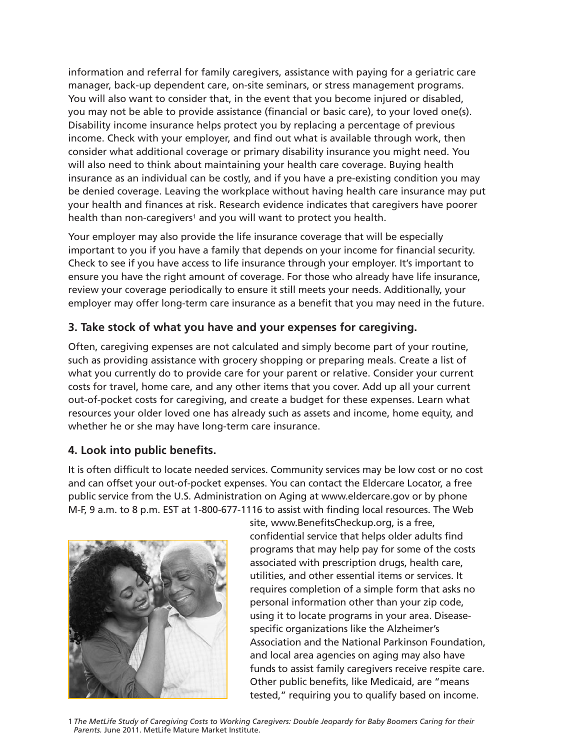information and referral for family caregivers, assistance with paying for a geriatric care manager, back-up dependent care, on-site seminars, or stress management programs. You will also want to consider that, in the event that you become injured or disabled, you may not be able to provide assistance (financial or basic care), to your loved one(s). Disability income insurance helps protect you by replacing a percentage of previous income. Check with your employer, and find out what is available through work, then consider what additional coverage or primary disability insurance you might need. You will also need to think about maintaining your health care coverage. Buying health insurance as an individual can be costly, and if you have a pre-existing condition you may be denied coverage. Leaving the workplace without having health care insurance may put your health and finances at risk. Research evidence indicates that caregivers have poorer health than non-caregivers[1] and you will want to protect you health.

Your employer may also provide the life insurance coverage that will be especially important to you if you have a family that depends on your income for financial security. Check to see if you have access to life insurance through your employer. It's important to ensure you have the right amount of coverage. For those who already have life insurance, review your coverage periodically to ensure it still meets your needs. Additionally, your employer may offer long-term care insurance as a benefit that you may need in the future.

### 3. Take stock of what you have and your expenses for caregiving.

Often, caregiving expenses are not calculated and simply become part of your routine, such as providing assistance with grocery shopping or preparing meals. Create a list of what you currently do to provide care for your parent or relative. Consider your current costs for travel, home care, and any other items that you cover. Add up all your current out-of-pocket costs for caregiving, and create a budget for these expenses. Learn what resources your older loved one has already such as assets and income, home equity, and whether he or she may have long-term care insurance.

### 4. Look into public benefits.

It is often difficult to locate needed services. Community services may be low cost or no cost and can offset your out-of-pocket expenses. You can contact the Eldercare Locator, a free public service from the U.S. Administration on Aging at www.eldercare.gov or by phone M-F, 9 a.m. to 8 p.m. EST at 1-800-677-1116 to assist with finding local resources. The Web site, www.BenefitsCheckup.org, is a free, confidential service that helps older adults find programs that may help pay for some of the costs associated with prescription drugs, health care, utilities, and other essential items or services. It requires completion of a simple form that asks no personal information other than your zip code, using it to locate programs in your area. Disease-specific organizations like the Alzheimer's Association and the National Parkinson Foundation, and local area agencies on aging may also have funds to assist family caregivers receive respite care. Other public benefits, like Medicaid, are "means tested," requiring you to qualify based on income.

1 *The MetLife Study of Caregiving Costs to Working Caregivers: Double Jeopardy for Baby Boomers Caring for their Parents.* June 2011. MetLife Mature Market Institute.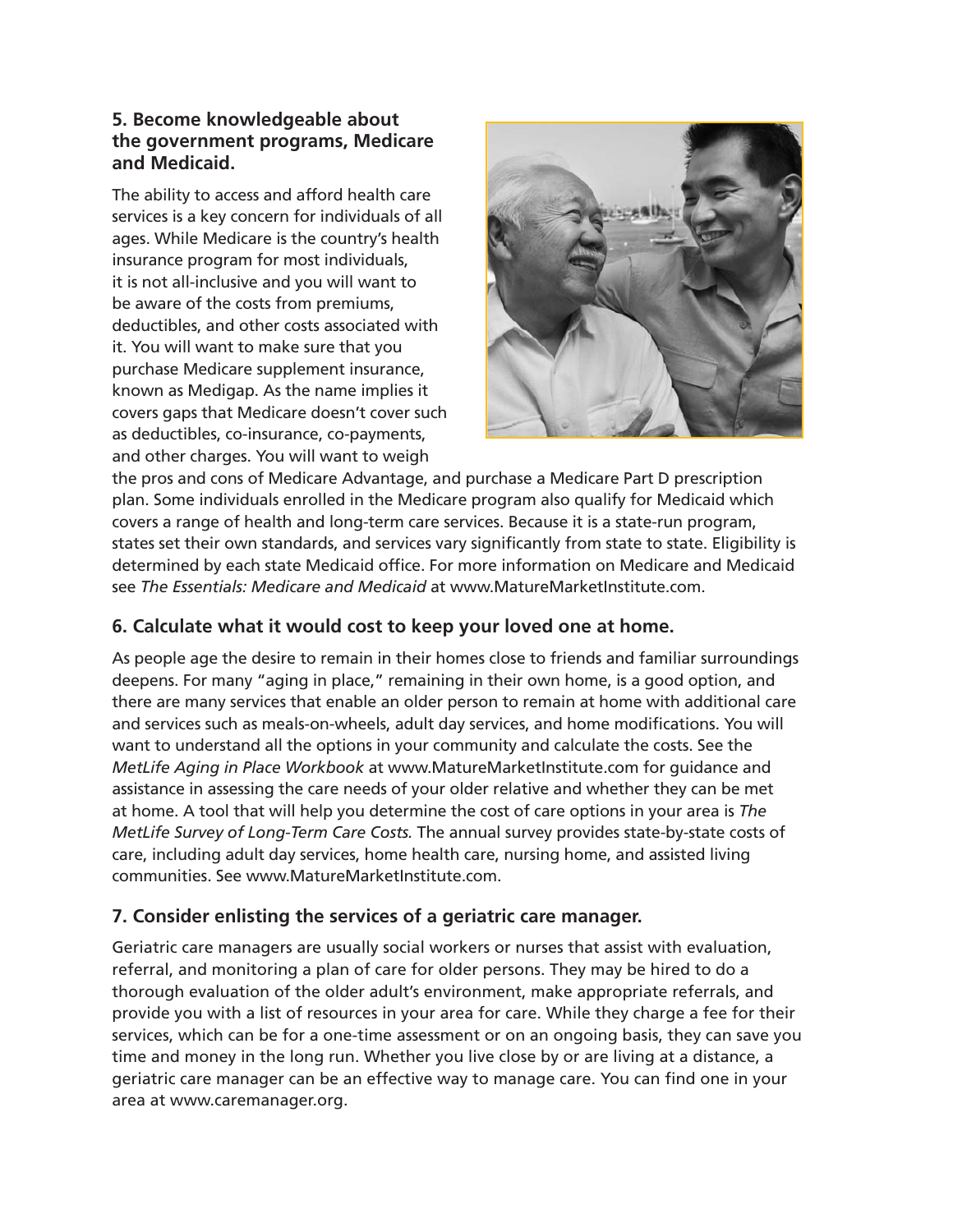### 5. Become knowledgeable about the government programs, Medicare and Medicaid.

The ability to access and afford health care services is a key concern for individuals of all ages. While Medicare is the country's health insurance program for most individuals, it is not all-inclusive and you will want to be aware of the costs from premiums, deductibles, and other costs associated with it. You will want to make sure that you purchase Medicare supplement insurance, known as Medigap. As the name implies it covers gaps that Medicare doesn't cover such as deductibles, co-insurance, co-payments, and other charges. You will want to weigh the pros and cons of Medicare Advantage, and purchase a Medicare Part D prescription plan. Some individuals enrolled in the Medicare program also qualify for Medicaid which covers a range of health and long-term care services. Because it is a state-run program, states set their own standards, and services vary significantly from state to state. Eligibility is determined by each state Medicaid office. For more information on Medicare and Medicaid see *The Essentials: Medicare and Medicaid* at www.MatureMarketInstitute.com.

### 6. Calculate what it would cost to keep your loved one at home.

As people age the desire to remain in their homes close to friends and familiar surroundings deepens. For many "aging in place," remaining in their own home, is a good option, and there are many services that enable an older person to remain at home with additional care and services such as meals-on-wheels, adult day services, and home modifications. You will want to understand all the options in your community and calculate the costs. See the *MetLife Aging in Place Workbook* at www.MatureMarketInstitute.com for guidance and assistance in assessing the care needs of your older relative and whether they can be met at home. A tool that will help you determine the cost of care options in your area is *The MetLife Survey of Long-Term Care Costs.* The annual survey provides state-by-state costs of care, including adult day services, home health care, nursing home, and assisted living communities. See www.MatureMarketInstitute.com.

### 7. Consider enlisting the services of a geriatric care manager.

Geriatric care managers are usually social workers or nurses that assist with evaluation, referral, and monitoring a plan of care for older persons. They may be hired to do a thorough evaluation of the older adult's environment, make appropriate referrals, and provide you with a list of resources in your area for care. While they charge a fee for their services, which can be for a one-time assessment or on an ongoing basis, they can save you time and money in the long run. Whether you live close by or are living at a distance, a geriatric care manager can be an effective way to manage care. You can find one in your area at www.caremanager.org.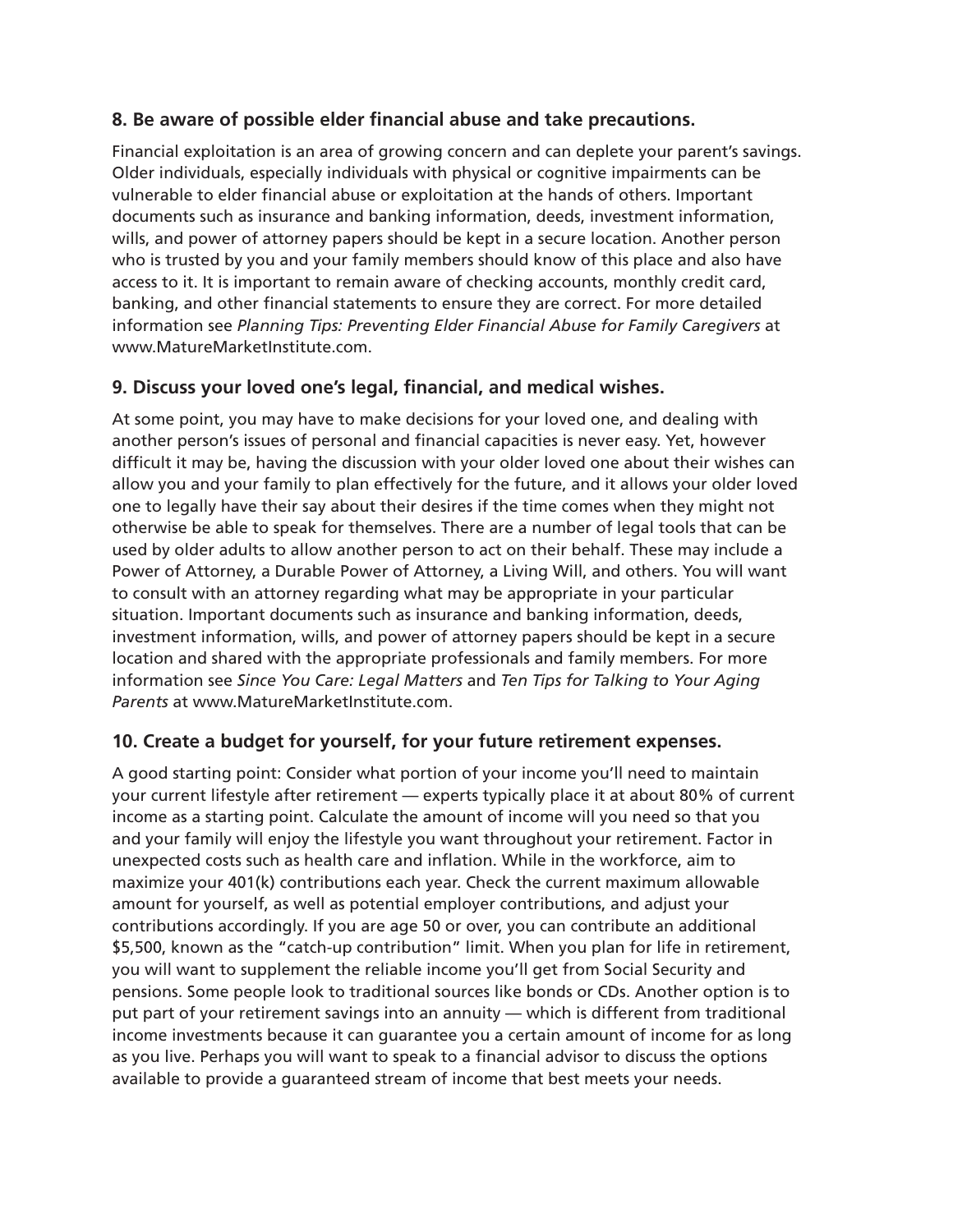### 8. Be aware of possible elder financial abuse and take precautions.

Financial exploitation is an area of growing concern and can deplete your parent's savings. Older individuals, especially individuals with physical or cognitive impairments can be vulnerable to elder financial abuse or exploitation at the hands of others. Important documents such as insurance and banking information, deeds, investment information, wills, and power of attorney papers should be kept in a secure location. Another person who is trusted by you and your family members should know of this place and also have access to it. It is important to remain aware of checking accounts, monthly credit card, banking, and other financial statements to ensure they are correct. For more detailed information see *Planning Tips: Preventing Elder Financial Abuse for Family Caregivers* at www.MatureMarketInstitute.com.

### 9. Discuss your loved one's legal, financial, and medical wishes.

At some point, you may have to make decisions for your loved one, and dealing with another person's issues of personal and financial capacities is never easy. Yet, however difficult it may be, having the discussion with your older loved one about their wishes can allow you and your family to plan effectively for the future, and it allows your older loved one to legally have their say about their desires if the time comes when they might not otherwise be able to speak for themselves. There are a number of legal tools that can be used by older adults to allow another person to act on their behalf. These may include a Power of Attorney, a Durable Power of Attorney, a Living Will, and others. You will want to consult with an attorney regarding what may be appropriate in your particular situation. Important documents such as insurance and banking information, deeds, investment information, wills, and power of attorney papers should be kept in a secure location and shared with the appropriate professionals and family members. For more information see *Since You Care: Legal Matters* and *Ten Tips for Talking to Your Aging Parents* at www.MatureMarketInstitute.com.

### 10. Create a budget for yourself, for your future retirement expenses.

A good starting point: Consider what portion of your income you'll need to maintain your current lifestyle after retirement — experts typically place it at about 80% of current income as a starting point. Calculate the amount of income will you need so that you and your family will enjoy the lifestyle you want throughout your retirement. Factor in unexpected costs such as health care and inflation. While in the workforce, aim to maximize your 401(k) contributions each year. Check the current maximum allowable amount for yourself, as well as potential employer contributions, and adjust your contributions accordingly. If you are age 50 or over, you can contribute an additional $5,500, known as the "catch-up contribution" limit. When you plan for life in retirement, you will want to supplement the reliable income you'll get from Social Security and pensions. Some people look to traditional sources like bonds or CDs. Another option is to put part of your retirement savings into an annuity — which is different from traditional income investments because it can guarantee you a certain amount of income for as long as you live. Perhaps you will want to speak to a financial advisor to discuss the options available to provide a guaranteed stream of income that best meets your needs.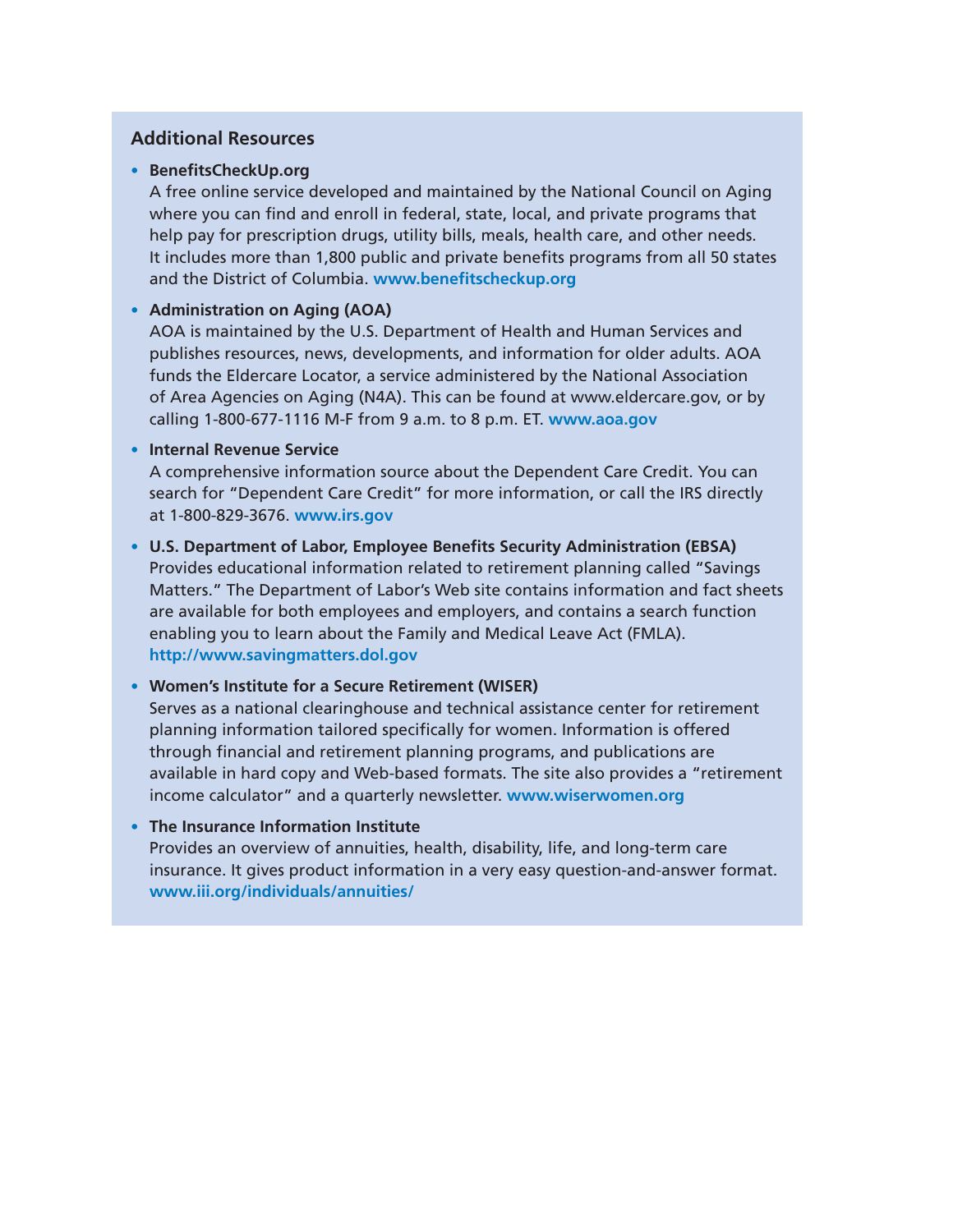## Additional Resources

- **BenefitsCheckUp.org**
  A free online service developed and maintained by the National Council on Aging where you can find and enroll in federal, state, local, and private programs that help pay for prescription drugs, utility bills, meals, health care, and other needs. It includes more than 1,800 public and private benefits programs from all 50 states and the District of Columbia. **www.benefitscheckup.org**

- **Administration on Aging (AOA)**
  AOA is maintained by the U.S. Department of Health and Human Services and publishes resources, news, developments, and information for older adults. AOA funds the Eldercare Locator, a service administered by the National Association of Area Agencies on Aging (N4A). This can be found at www.eldercare.gov, or by calling 1-800-677-1116 M-F from 9 a.m. to 8 p.m. ET. **www.aoa.gov**

- **Internal Revenue Service**
  A comprehensive information source about the Dependent Care Credit. You can search for "Dependent Care Credit" for more information, or call the IRS directly at 1-800-829-3676. **www.irs.gov**

- **U.S. Department of Labor, Employee Benefits Security Administration (EBSA)**
  Provides educational information related to retirement planning called "Savings Matters." The Department of Labor's Web site contains information and fact sheets are available for both employees and employers, and contains a search function enabling you to learn about the Family and Medical Leave Act (FMLA). **http://www.savingmatters.dol.gov**

- **Women's Institute for a Secure Retirement (WISER)**
  Serves as a national clearinghouse and technical assistance center for retirement planning information tailored specifically for women. Information is offered through financial and retirement planning programs, and publications are available in hard copy and Web-based formats. The site also provides a "retirement income calculator" and a quarterly newsletter. **www.wiserwomen.org**

- **The Insurance Information Institute**
  Provides an overview of annuities, health, disability, life, and long-term care insurance. It gives product information in a very easy question-and-answer format. **www.iii.org/individuals/annuities/**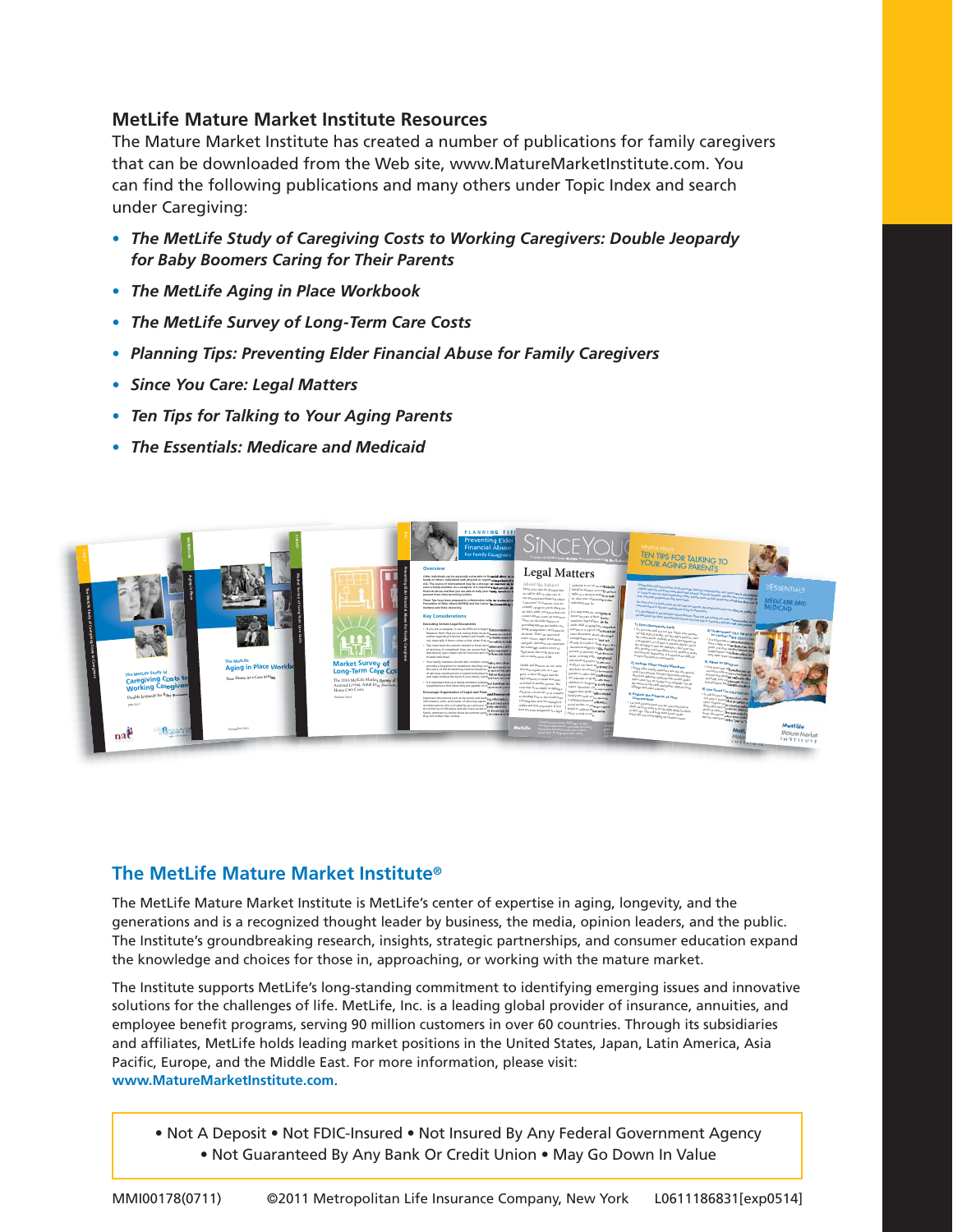## MetLife Mature Market Institute Resources

The Mature Market Institute has created a number of publications for family caregivers that can be downloaded from the Web site, www.MatureMarketInstitute.com. You can find the following publications and many others under Topic Index and search under Caregiving:

- ***The MetLife Study of Caregiving Costs to Working Caregivers: Double Jeopardy for Baby Boomers Caring for Their Parents***
- ***The MetLife Aging in Place Workbook***
- ***The MetLife Survey of Long-Term Care Costs***
- ***Planning Tips: Preventing Elder Financial Abuse for Family Caregivers***
- ***Since You Care: Legal Matters***
- ***Ten Tips for Talking to Your Aging Parents***
- ***The Essentials: Medicare and Medicaid***

## The MetLife Mature Market Institute®

The MetLife Mature Market Institute is MetLife's center of expertise in aging, longevity, and the generations and is a recognized thought leader by business, the media, opinion leaders, and the public. The Institute's groundbreaking research, insights, strategic partnerships, and consumer education expand the knowledge and choices for those in, approaching, or working with the mature market.

The Institute supports MetLife's long-standing commitment to identifying emerging issues and innovative solutions for the challenges of life. MetLife, Inc. is a leading global provider of insurance, annuities, and employee benefit programs, serving 90 million customers in over 60 countries. Through its subsidiaries and affiliates, MetLife holds leading market positions in the United States, Japan, Latin America, Asia Pacific, Europe, and the Middle East. For more information, please visit: **www.MatureMarketInstitute.com**.

• Not A Deposit • Not FDIC-Insured • Not Insured By Any Federal Government Agency
• Not Guaranteed By Any Bank Or Credit Union • May Go Down In Value

MMI00178(0711) ©2011 Metropolitan Life Insurance Company, New York L0611186831[exp0514]